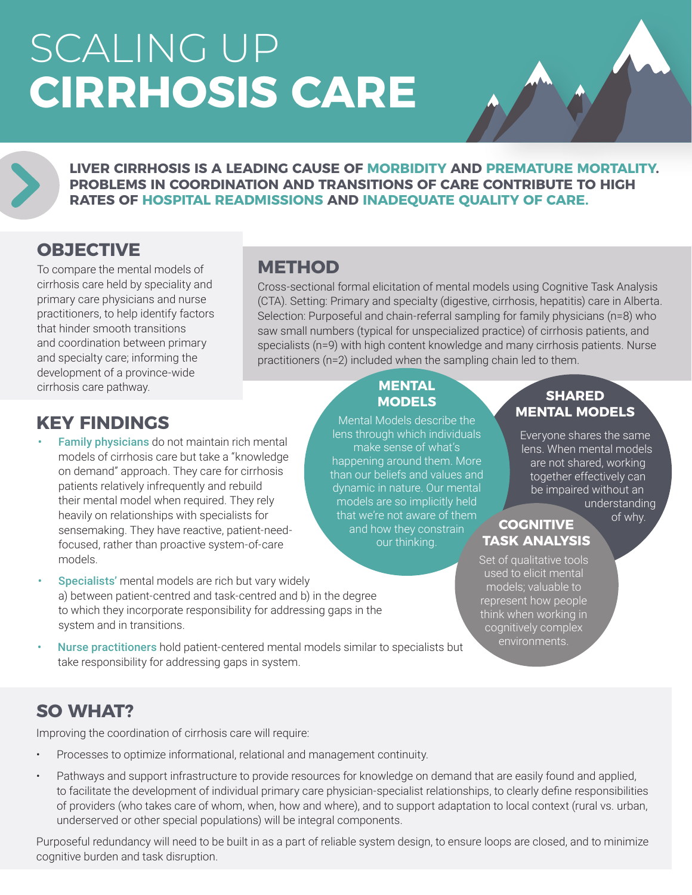# SCALING UP **CIRRHOSIS CARE**

**LIVER CIRRHOSIS IS A LEADING CAUSE OF MORBIDITY AND PREMATURE MORTALITY. PROBLEMS IN COORDINATION AND TRANSITIONS OF CARE CONTRIBUTE TO HIGH RATES OF HOSPITAL READMISSIONS AND INADEQUATE QUALITY OF CARE.**

## OBJECTIVE

To compare the mental models of cirrhosis care held by speciality and primary care physicians and nurse practitioners, to help identify factors that hinder smooth transitions and coordination between primary and specialty care; informing the development of a province-wide cirrhosis care pathway.

## METHOD

Cross-sectional formal elicitation of mental models using Cognitive Task Analysis (CTA). Setting: Primary and specialty (digestive, cirrhosis, hepatitis) care in Alberta. Selection: Purposeful and chain-referral sampling for family physicians (n=8) who saw small numbers (typical for unspecialized practice) of cirrhosis patients, and specialists (n=9) with high content knowledge and many cirrhosis patients. Nurse practitioners (n=2) included when the sampling chain led to them.

## KEY FINDINGS

- **Family physicians** do not maintain rich mental models of cirrhosis care but take a "knowledge on demand" approach. They care for cirrhosis patients relatively infrequently and rebuild their mental model when required. They rely heavily on relationships with specialists for sensemaking. They have reactive, patient-need-focused, rather than proactive system-of-care models.
- **Specialists'** mental models are rich but vary widely a) between patient-centred and task-centred and b) in the degree to which they incorporate responsibility for addressing gaps in the system and in transitions.
- **Nurse practitioners** hold patient-centered mental models similar to specialists but take responsibility for addressing gaps in system.

### MENTAL MODELS

Mental Models describe the lens through which individuals make sense of what's happening around them. More than our beliefs and values and dynamic in nature. Our mental models are so implicitly held that we're not aware of them and how they constrain our thinking.

### SHARED MENTAL MODELS

Everyone shares the same lens. When mental models are not shared, working together effectively can be impaired without an understanding of why.

### COGNITIVE TASK ANALYSIS

Set of qualitative tools used to elicit mental models; valuable to represent how people think when working in cognitively complex environments.

## SO WHAT?

Improving the coordination of cirrhosis care will require:

- Processes to optimize informational, relational and management continuity.
- Pathways and support infrastructure to provide resources for knowledge on demand that are easily found and applied, to facilitate the development of individual primary care physician-specialist relationships, to clearly define responsibilities of providers (who takes care of whom, when, how and where), and to support adaptation to local context (rural vs. urban, underserved or other special populations) will be integral components.

Purposeful redundancy will need to be built in as a part of reliable system design, to ensure loops are closed, and to minimize cognitive burden and task disruption.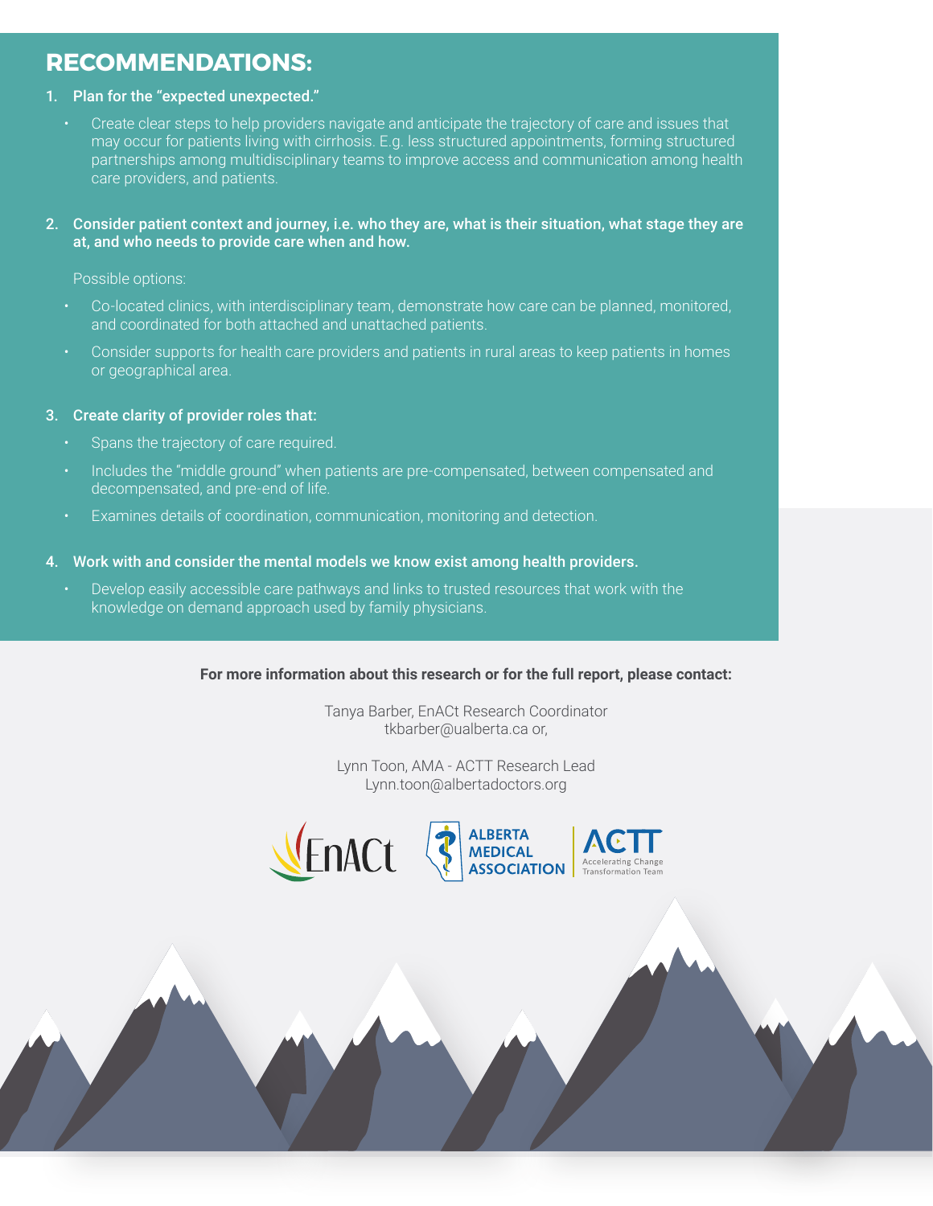## RECOMMENDATIONS:

1. **Plan for the "expected unexpected."**
   - Create clear steps to help providers navigate and anticipate the trajectory of care and issues that may occur for patients living with cirrhosis. E.g. less structured appointments, forming structured partnerships among multidisciplinary teams to improve access and communication among health care providers, and patients.

2. **Consider patient context and journey, i.e. who they are, what is their situation, what stage they are at, and who needs to provide care when and how.**

   Possible options:
   - Co-located clinics, with interdisciplinary team, demonstrate how care can be planned, monitored, and coordinated for both attached and unattached patients.
   - Consider supports for health care providers and patients in rural areas to keep patients in homes or geographical area.

3. **Create clarity of provider roles that:**
   - Spans the trajectory of care required.
   - Includes the "middle ground" when patients are pre-compensated, between compensated and decompensated, and pre-end of life.
   - Examines details of coordination, communication, monitoring and detection.

4. **Work with and consider the mental models we know exist among health providers.**
   - Develop easily accessible care pathways and links to trusted resources that work with the knowledge on demand approach used by family physicians.

**For more information about this research or for the full report, please contact:**

Tanya Barber, EnACt Research Coordinator
tkbarber@ualberta.ca or,

Lynn Toon, AMA - ACTT Research Lead
Lynn.toon@albertadoctors.org

EnACt | ALBERTA MEDICAL ASSOCIATION | ACTT Accelerating Change Transformation Team